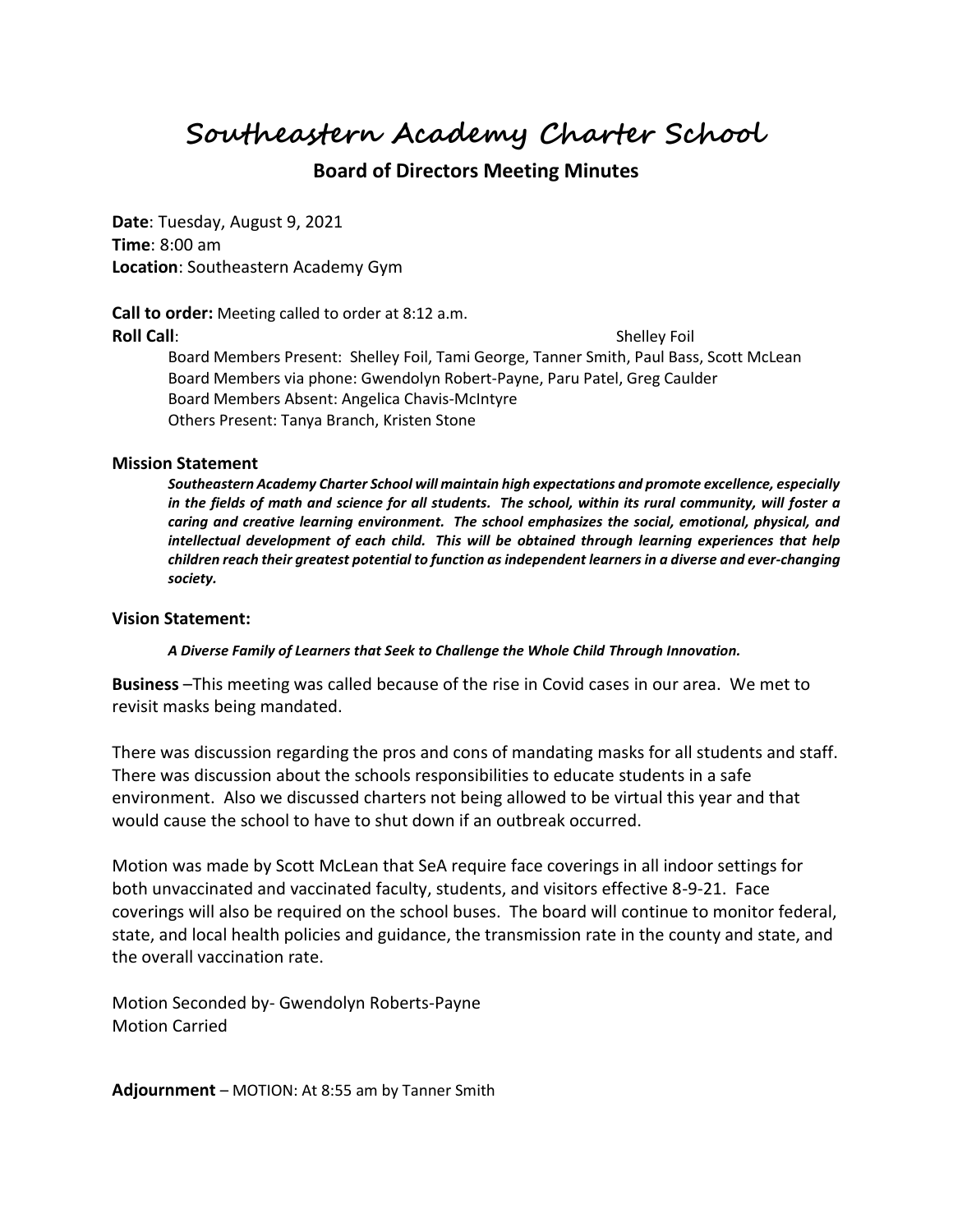# Southeastern Academy Charter School

## Board of Directors Meeting Minutes

**Date**: Tuesday, August 9, 2021
**Time**: 8:00 am
**Location**: Southeastern Academy Gym

**Call to order:** Meeting called to order at 8:12 a.m.

**Roll Call**: Shelley Foil

Board Members Present: Shelley Foil, Tami George, Tanner Smith, Paul Bass, Scott McLean
Board Members via phone: Gwendolyn Robert-Payne, Paru Patel, Greg Caulder
Board Members Absent: Angelica Chavis-McIntyre
Others Present: Tanya Branch, Kristen Stone

### Mission Statement

***Southeastern Academy Charter School will maintain high expectations and promote excellence, especially in the fields of math and science for all students. The school, within its rural community, will foster a caring and creative learning environment. The school emphasizes the social, emotional, physical, and intellectual development of each child. This will be obtained through learning experiences that help children reach their greatest potential to function as independent learners in a diverse and ever-changing society.***

### Vision Statement:

***A Diverse Family of Learners that Seek to Challenge the Whole Child Through Innovation.***

**Business** –This meeting was called because of the rise in Covid cases in our area. We met to revisit masks being mandated.

There was discussion regarding the pros and cons of mandating masks for all students and staff. There was discussion about the schools responsibilities to educate students in a safe environment. Also we discussed charters not being allowed to be virtual this year and that would cause the school to have to shut down if an outbreak occurred.

Motion was made by Scott McLean that SeA require face coverings in all indoor settings for both unvaccinated and vaccinated faculty, students, and visitors effective 8-9-21. Face coverings will also be required on the school buses. The board will continue to monitor federal, state, and local health policies and guidance, the transmission rate in the county and state, and the overall vaccination rate.

Motion Seconded by- Gwendolyn Roberts-Payne
Motion Carried

**Adjournment** – MOTION: At 8:55 am by Tanner Smith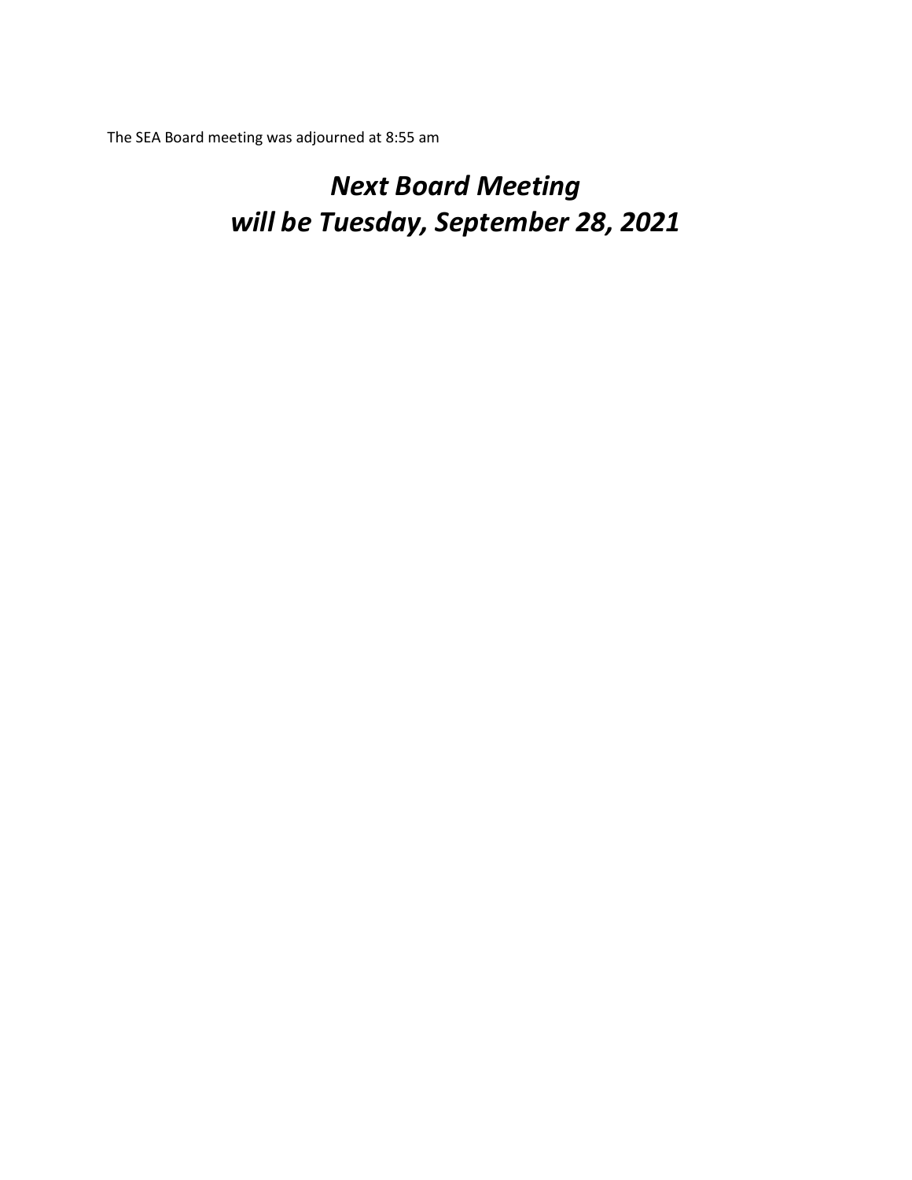The SEA Board meeting was adjourned at 8:55 am

## ***Next Board Meeting will be Tuesday, September 28, 2021***